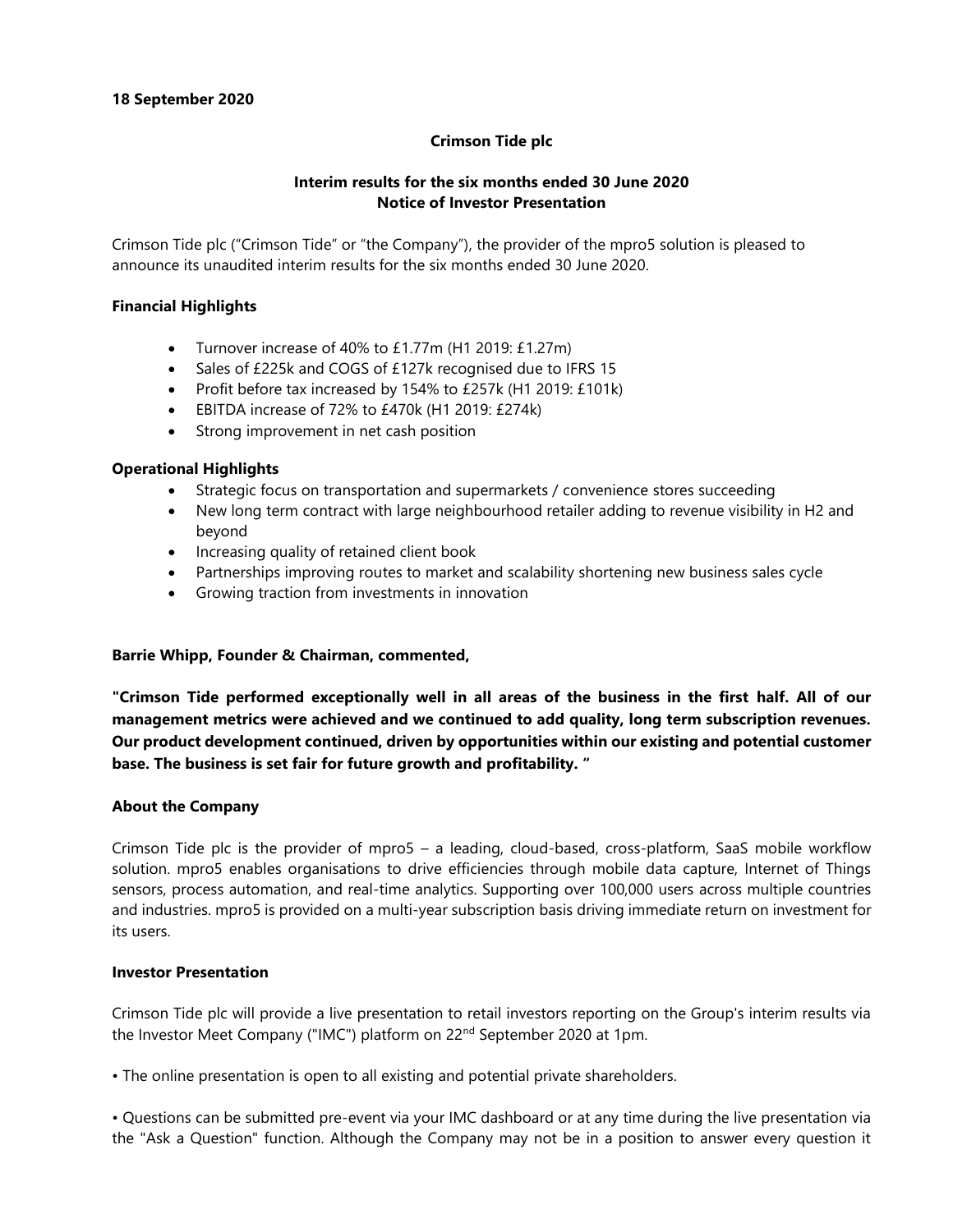**18 September 2020**

**Crimson Tide plc**

**Interim results for the six months ended 30 June 2020**
**Notice of Investor Presentation**

Crimson Tide plc ("Crimson Tide" or "the Company"), the provider of the mpro5 solution is pleased to announce its unaudited interim results for the six months ended 30 June 2020.

**Financial Highlights**

- Turnover increase of 40% to £1.77m (H1 2019: £1.27m)
- Sales of £225k and COGS of £127k recognised due to IFRS 15
- Profit before tax increased by 154% to £257k (H1 2019: £101k)
- EBITDA increase of 72% to £470k (H1 2019: £274k)
- Strong improvement in net cash position

**Operational Highlights**

- Strategic focus on transportation and supermarkets / convenience stores succeeding
- New long term contract with large neighbourhood retailer adding to revenue visibility in H2 and beyond
- Increasing quality of retained client book
- Partnerships improving routes to market and scalability shortening new business sales cycle
- Growing traction from investments in innovation

**Barrie Whipp, Founder & Chairman, commented,**

**"Crimson Tide performed exceptionally well in all areas of the business in the first half. All of our management metrics were achieved and we continued to add quality, long term subscription revenues. Our product development continued, driven by opportunities within our existing and potential customer base. The business is set fair for future growth and profitability. "**

**About the Company**

Crimson Tide plc is the provider of mpro5 – a leading, cloud-based, cross-platform, SaaS mobile workflow solution. mpro5 enables organisations to drive efficiencies through mobile data capture, Internet of Things sensors, process automation, and real-time analytics. Supporting over 100,000 users across multiple countries and industries. mpro5 is provided on a multi-year subscription basis driving immediate return on investment for its users.

**Investor Presentation**

Crimson Tide plc will provide a live presentation to retail investors reporting on the Group's interim results via the Investor Meet Company ("IMC") platform on 22nd September 2020 at 1pm.

• The online presentation is open to all existing and potential private shareholders.

• Questions can be submitted pre-event via your IMC dashboard or at any time during the live presentation via the "Ask a Question" function. Although the Company may not be in a position to answer every question it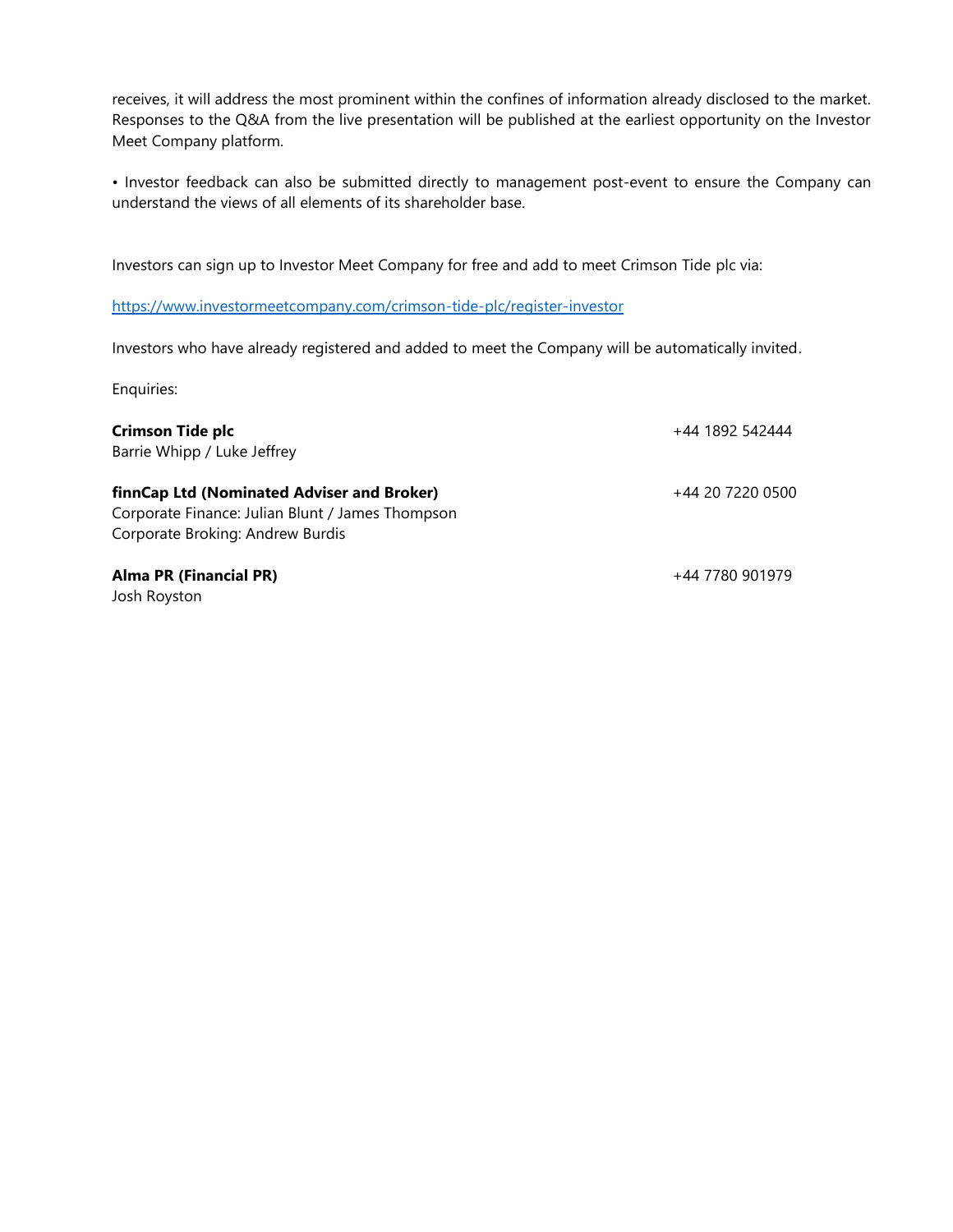receives, it will address the most prominent within the confines of information already disclosed to the market. Responses to the Q&A from the live presentation will be published at the earliest opportunity on the Investor Meet Company platform.

• Investor feedback can also be submitted directly to management post-event to ensure the Company can understand the views of all elements of its shareholder base.

Investors can sign up to Investor Meet Company for free and add to meet Crimson Tide plc via:

https://www.investormeetcompany.com/crimson-tide-plc/register-investor

Investors who have already registered and added to meet the Company will be automatically invited.

Enquiries:

**Crimson Tide plc** +44 1892 542444
Barrie Whipp / Luke Jeffrey

**finnCap Ltd (Nominated Adviser and Broker)** +44 20 7220 0500
Corporate Finance: Julian Blunt / James Thompson
Corporate Broking: Andrew Burdis

**Alma PR (Financial PR)** +44 7780 901979
Josh Royston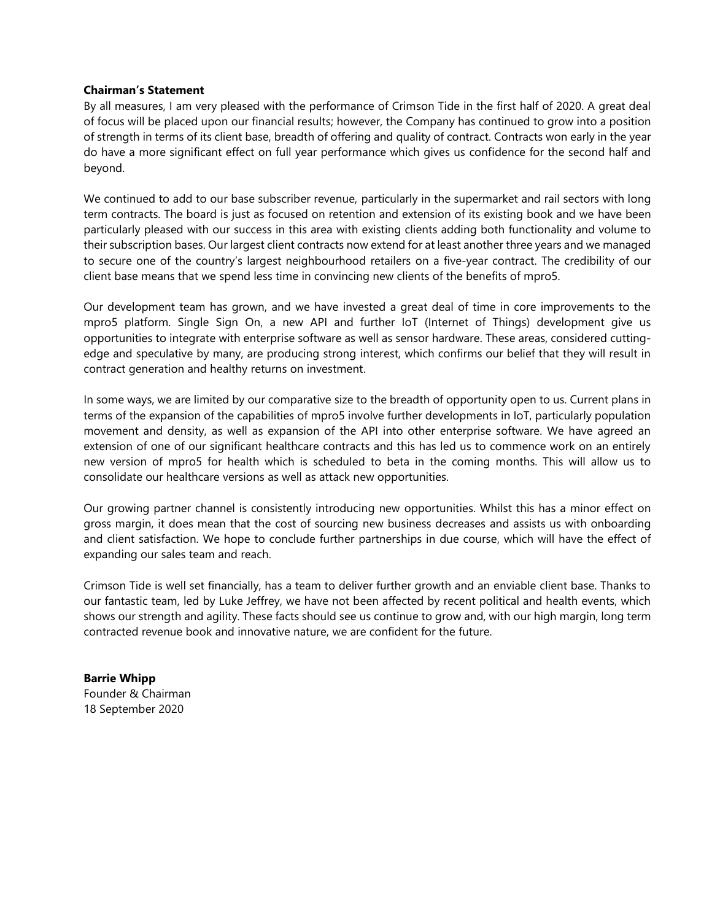## Chairman's Statement

By all measures, I am very pleased with the performance of Crimson Tide in the first half of 2020. A great deal of focus will be placed upon our financial results; however, the Company has continued to grow into a position of strength in terms of its client base, breadth of offering and quality of contract. Contracts won early in the year do have a more significant effect on full year performance which gives us confidence for the second half and beyond.

We continued to add to our base subscriber revenue, particularly in the supermarket and rail sectors with long term contracts. The board is just as focused on retention and extension of its existing book and we have been particularly pleased with our success in this area with existing clients adding both functionality and volume to their subscription bases. Our largest client contracts now extend for at least another three years and we managed to secure one of the country's largest neighbourhood retailers on a five-year contract. The credibility of our client base means that we spend less time in convincing new clients of the benefits of mpro5.

Our development team has grown, and we have invested a great deal of time in core improvements to the mpro5 platform. Single Sign On, a new API and further IoT (Internet of Things) development give us opportunities to integrate with enterprise software as well as sensor hardware. These areas, considered cutting-edge and speculative by many, are producing strong interest, which confirms our belief that they will result in contract generation and healthy returns on investment.

In some ways, we are limited by our comparative size to the breadth of opportunity open to us. Current plans in terms of the expansion of the capabilities of mpro5 involve further developments in IoT, particularly population movement and density, as well as expansion of the API into other enterprise software. We have agreed an extension of one of our significant healthcare contracts and this has led us to commence work on an entirely new version of mpro5 for health which is scheduled to beta in the coming months. This will allow us to consolidate our healthcare versions as well as attack new opportunities.

Our growing partner channel is consistently introducing new opportunities. Whilst this has a minor effect on gross margin, it does mean that the cost of sourcing new business decreases and assists us with onboarding and client satisfaction. We hope to conclude further partnerships in due course, which will have the effect of expanding our sales team and reach.

Crimson Tide is well set financially, has a team to deliver further growth and an enviable client base. Thanks to our fantastic team, led by Luke Jeffrey, we have not been affected by recent political and health events, which shows our strength and agility. These facts should see us continue to grow and, with our high margin, long term contracted revenue book and innovative nature, we are confident for the future.

**Barrie Whipp**
Founder & Chairman
18 September 2020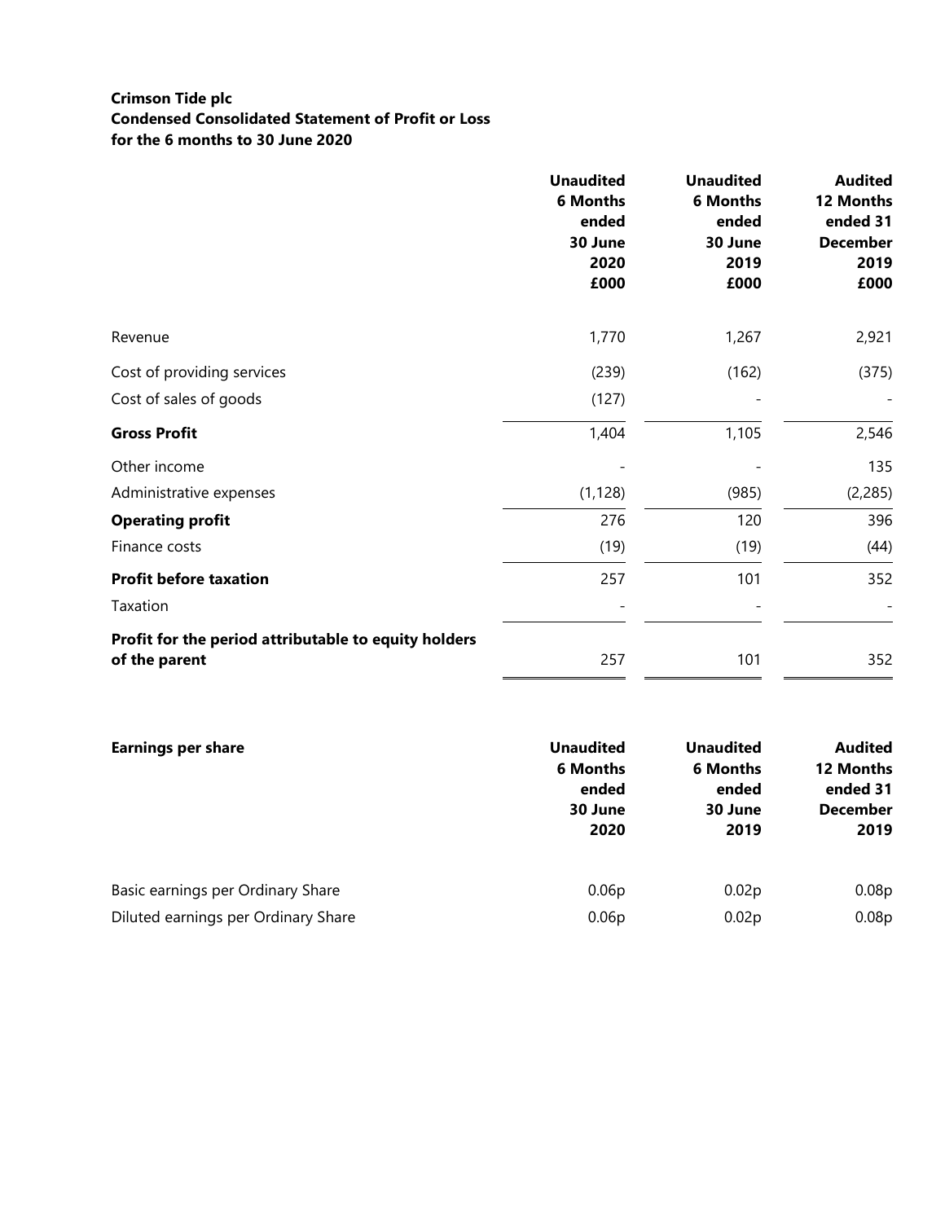**Crimson Tide plc**
**Condensed Consolidated Statement of Profit or Loss**
**for the 6 months to 30 June 2020**

| | Unaudited 6 Months ended 30 June 2020 £000 | Unaudited 6 Months ended 30 June 2019 £000 | Audited 12 Months ended 31 December 2019 £000 |
|---|---|---|---|
| Revenue | 1,770 | 1,267 | 2,921 |
| Cost of providing services | (239) | (162) | (375) |
| Cost of sales of goods | (127) | - | - |
| **Gross Profit** | 1,404 | 1,105 | 2,546 |
| Other income | - | - | 135 |
| Administrative expenses | (1,128) | (985) | (2,285) |
| **Operating profit** | 276 | 120 | 396 |
| Finance costs | (19) | (19) | (44) |
| **Profit before taxation** | 257 | 101 | 352 |
| Taxation | - | - | - |
| **Profit for the period attributable to equity holders of the parent** | 257 | 101 | 352 |

| **Earnings per share** | Unaudited 6 Months ended 30 June 2020 | Unaudited 6 Months ended 30 June 2019 | Audited 12 Months ended 31 December 2019 |
|---|---|---|---|
| Basic earnings per Ordinary Share | 0.06p | 0.02p | 0.08p |
| Diluted earnings per Ordinary Share | 0.06p | 0.02p | 0.08p |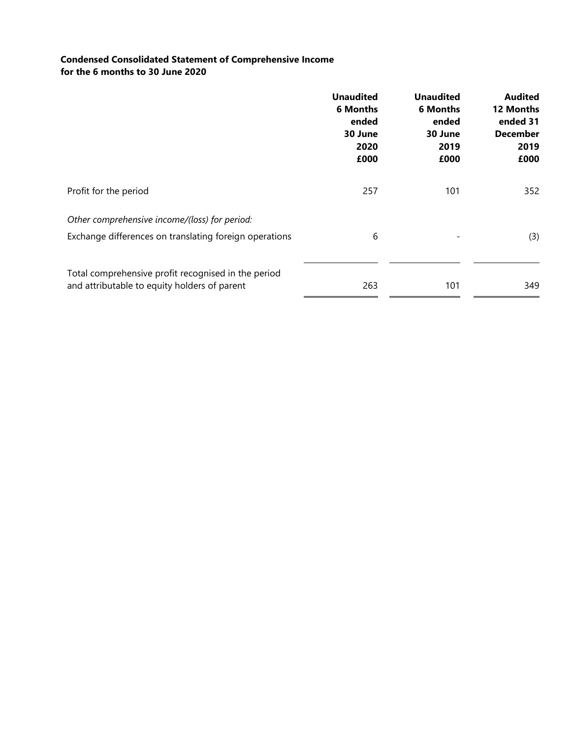**Condensed Consolidated Statement of Comprehensive Income**
**for the 6 months to 30 June 2020**

| | Unaudited 6 Months ended 30 June 2020 £000 | Unaudited 6 Months ended 30 June 2019 £000 | Audited 12 Months ended 31 December 2019 £000 |
|---|---|---|---|
| Profit for the period | 257 | 101 | 352 |
| *Other comprehensive income/(loss) for period:* | | | |
| Exchange differences on translating foreign operations | 6 | - | (3) |
| Total comprehensive profit recognised in the period and attributable to equity holders of parent | 263 | 101 | 349 |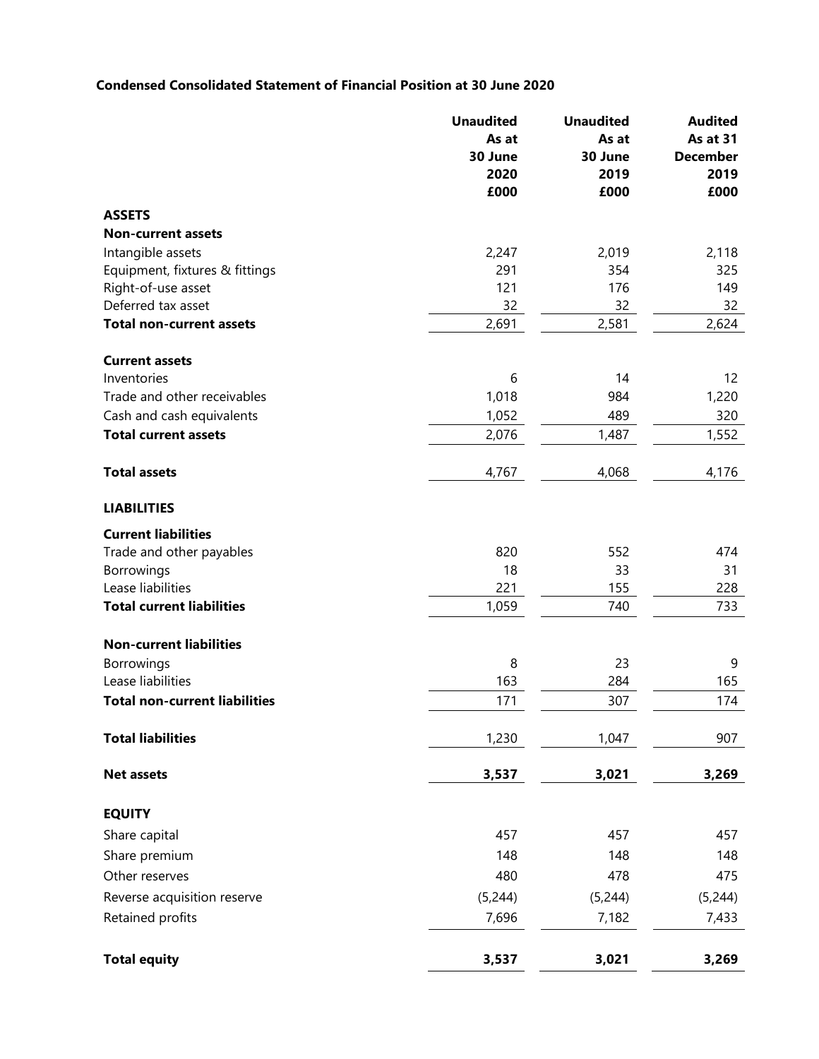**Condensed Consolidated Statement of Financial Position at 30 June 2020**

| | **Unaudited As at 30 June 2020 £000** | **Unaudited As at 30 June 2019 £000** | **Audited As at 31 December 2019 £000** |
|---|---|---|---|
| **ASSETS** | | | |
| **Non-current assets** | | | |
| Intangible assets | 2,247 | 2,019 | 2,118 |
| Equipment, fixtures & fittings | 291 | 354 | 325 |
| Right-of-use asset | 121 | 176 | 149 |
| Deferred tax asset | 32 | 32 | 32 |
| **Total non-current assets** | 2,691 | 2,581 | 2,624 |
| | | | |
| **Current assets** | | | |
| Inventories | 6 | 14 | 12 |
| Trade and other receivables | 1,018 | 984 | 1,220 |
| Cash and cash equivalents | 1,052 | 489 | 320 |
| **Total current assets** | 2,076 | 1,487 | 1,552 |
| | | | |
| **Total assets** | 4,767 | 4,068 | 4,176 |
| | | | |
| **LIABILITIES** | | | |
| **Current liabilities** | | | |
| Trade and other payables | 820 | 552 | 474 |
| Borrowings | 18 | 33 | 31 |
| Lease liabilities | 221 | 155 | 228 |
| **Total current liabilities** | 1,059 | 740 | 733 |
| | | | |
| **Non-current liabilities** | | | |
| Borrowings | 8 | 23 | 9 |
| Lease liabilities | 163 | 284 | 165 |
| **Total non-current liabilities** | 171 | 307 | 174 |
| | | | |
| **Total liabilities** | 1,230 | 1,047 | 907 |
| | | | |
| **Net assets** | **3,537** | **3,021** | **3,269** |
| | | | |
| **EQUITY** | | | |
| Share capital | 457 | 457 | 457 |
| Share premium | 148 | 148 | 148 |
| Other reserves | 480 | 478 | 475 |
| Reverse acquisition reserve | (5,244) | (5,244) | (5,244) |
| Retained profits | 7,696 | 7,182 | 7,433 |
| | | | |
| **Total equity** | **3,537** | **3,021** | **3,269** |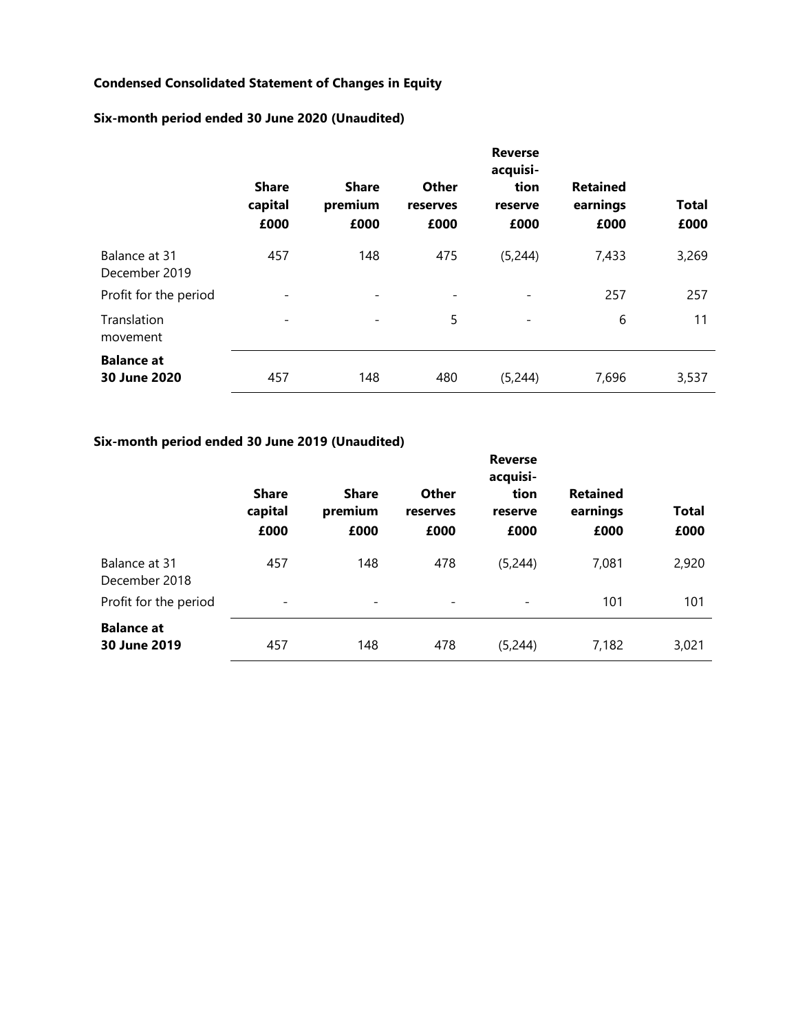**Condensed Consolidated Statement of Changes in Equity**

**Six-month period ended 30 June 2020 (Unaudited)**

| | Share capital £000 | Share premium £000 | Other reserves £000 | Reverse acquisition reserve £000 | Retained earnings £000 | Total £000 |
|---|---|---|---|---|---|---|
| Balance at 31 December 2019 | 457 | 148 | 475 | (5,244) | 7,433 | 3,269 |
| Profit for the period | - | - | - | - | 257 | 257 |
| Translation movement | - | - | 5 | - | 6 | 11 |
| **Balance at 30 June 2020** | 457 | 148 | 480 | (5,244) | 7,696 | 3,537 |

**Six-month period ended 30 June 2019 (Unaudited)**

| | Share capital £000 | Share premium £000 | Other reserves £000 | Reverse acquisition reserve £000 | Retained earnings £000 | Total £000 |
|---|---|---|---|---|---|---|
| Balance at 31 December 2018 | 457 | 148 | 478 | (5,244) | 7,081 | 2,920 |
| Profit for the period | - | - | - | - | 101 | 101 |
| **Balance at 30 June 2019** | 457 | 148 | 478 | (5,244) | 7,182 | 3,021 |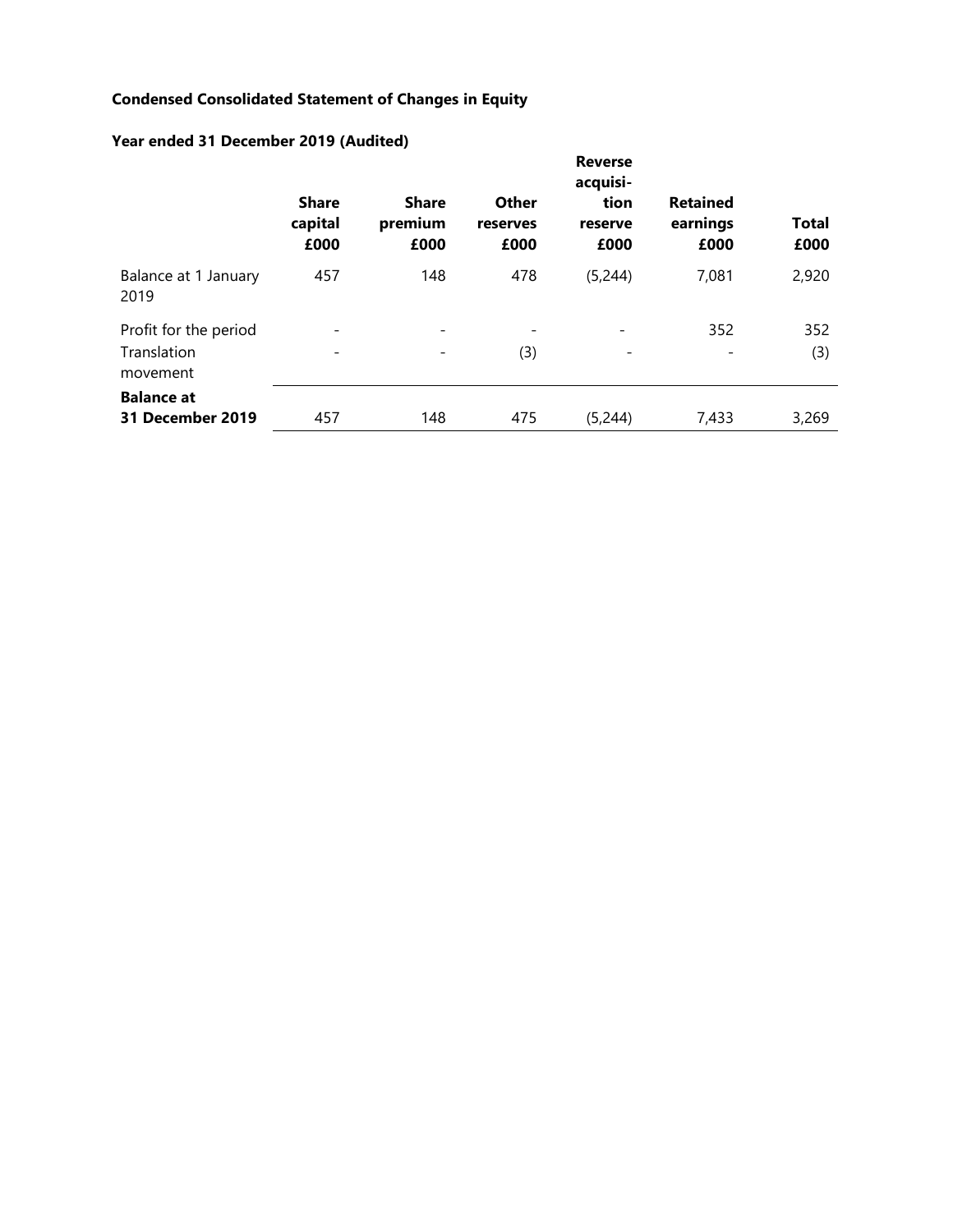**Condensed Consolidated Statement of Changes in Equity**

**Year ended 31 December 2019 (Audited)**

| | Share capital £000 | Share premium £000 | Other reserves £000 | Reverse acquisi-tion reserve £000 | Retained earnings £000 | Total £000 |
|---|---|---|---|---|---|---|
| Balance at 1 January 2019 | 457 | 148 | 478 | (5,244) | 7,081 | 2,920 |
| Profit for the period | - | - | - | - | 352 | 352 |
| Translation movement | - | - | (3) | - | - | (3) |
| **Balance at 31 December 2019** | 457 | 148 | 475 | (5,244) | 7,433 | 3,269 |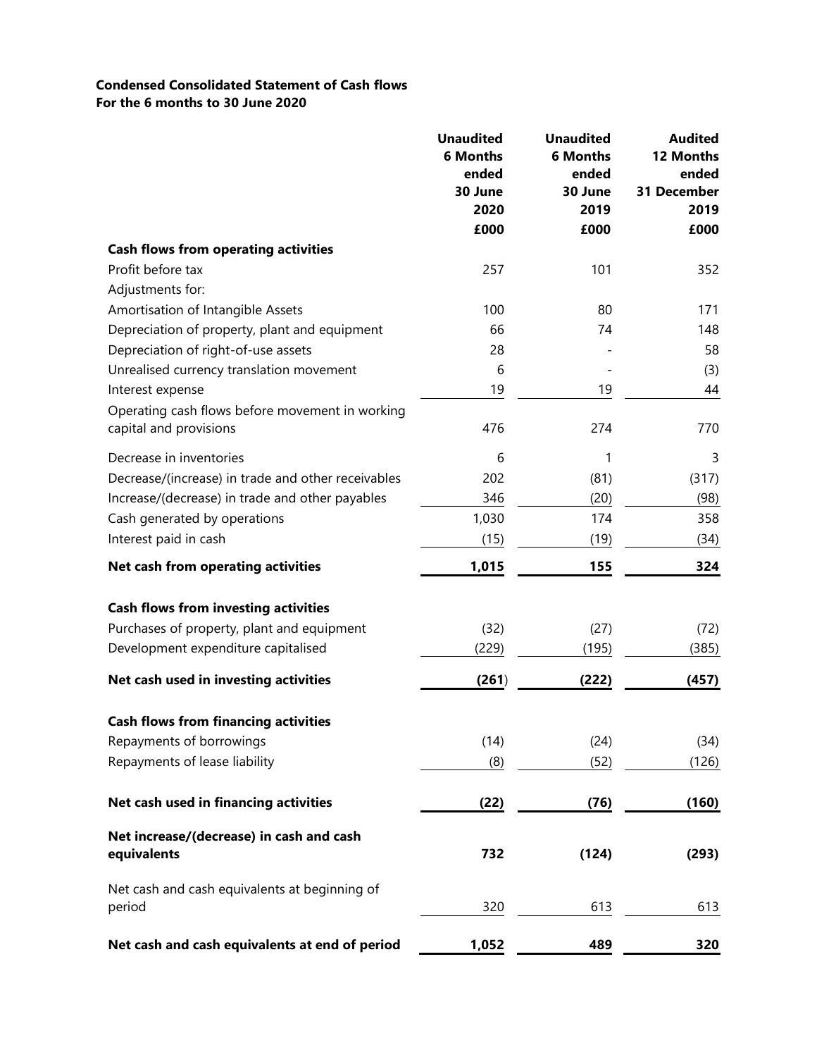**Condensed Consolidated Statement of Cash flows**
**For the 6 months to 30 June 2020**

| | Unaudited 6 Months ended 30 June 2020 £000 | Unaudited 6 Months ended 30 June 2019 £000 | Audited 12 Months ended 31 December 2019 £000 |
|---|---|---|---|
| **Cash flows from operating activities** | | | |
| Profit before tax | 257 | 101 | 352 |
| Adjustments for: | | | |
| Amortisation of Intangible Assets | 100 | 80 | 171 |
| Depreciation of property, plant and equipment | 66 | 74 | 148 |
| Depreciation of right-of-use assets | 28 | - | 58 |
| Unrealised currency translation movement | 6 | - | (3) |
| Interest expense | 19 | 19 | 44 |
| Operating cash flows before movement in working capital and provisions | 476 | 274 | 770 |
| Decrease in inventories | 6 | 1 | 3 |
| Decrease/(increase) in trade and other receivables | 202 | (81) | (317) |
| Increase/(decrease) in trade and other payables | 346 | (20) | (98) |
| Cash generated by operations | 1,030 | 174 | 358 |
| Interest paid in cash | (15) | (19) | (34) |
| **Net cash from operating activities** | **1,015** | **155** | **324** |
| **Cash flows from investing activities** | | | |
| Purchases of property, plant and equipment | (32) | (27) | (72) |
| Development expenditure capitalised | (229) | (195) | (385) |
| **Net cash used in investing activities** | **(261)** | **(222)** | **(457)** |
| **Cash flows from financing activities** | | | |
| Repayments of borrowings | (14) | (24) | (34) |
| Repayments of lease liability | (8) | (52) | (126) |
| **Net cash used in financing activities** | **(22)** | **(76)** | **(160)** |
| **Net increase/(decrease) in cash and cash equivalents** | **732** | **(124)** | **(293)** |
| Net cash and cash equivalents at beginning of period | 320 | 613 | 613 |
| **Net cash and cash equivalents at end of period** | **1,052** | **489** | **320** |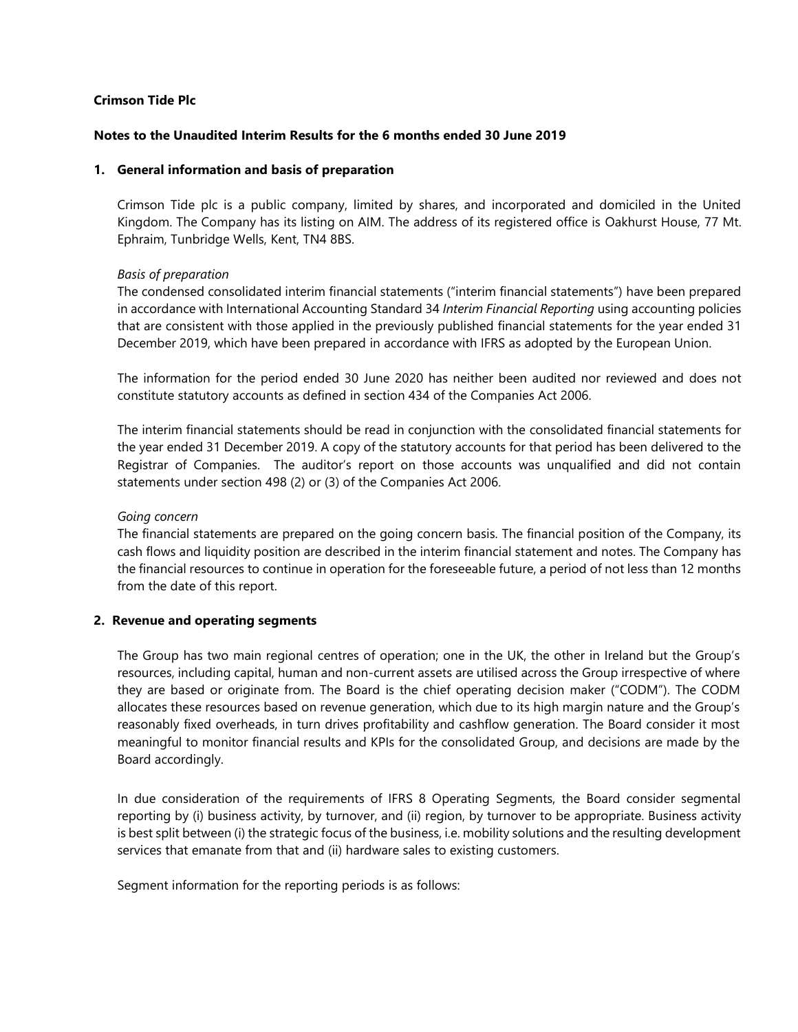**Crimson Tide Plc**

**Notes to the Unaudited Interim Results for the 6 months ended 30 June 2019**

## 1. General information and basis of preparation

Crimson Tide plc is a public company, limited by shares, and incorporated and domiciled in the United Kingdom. The Company has its listing on AIM. The address of its registered office is Oakhurst House, 77 Mt. Ephraim, Tunbridge Wells, Kent, TN4 8BS.

*Basis of preparation*

The condensed consolidated interim financial statements ("interim financial statements") have been prepared in accordance with International Accounting Standard 34 *Interim Financial Reporting* using accounting policies that are consistent with those applied in the previously published financial statements for the year ended 31 December 2019, which have been prepared in accordance with IFRS as adopted by the European Union.

The information for the period ended 30 June 2020 has neither been audited nor reviewed and does not constitute statutory accounts as defined in section 434 of the Companies Act 2006.

The interim financial statements should be read in conjunction with the consolidated financial statements for the year ended 31 December 2019. A copy of the statutory accounts for that period has been delivered to the Registrar of Companies. The auditor's report on those accounts was unqualified and did not contain statements under section 498 (2) or (3) of the Companies Act 2006.

*Going concern*

The financial statements are prepared on the going concern basis. The financial position of the Company, its cash flows and liquidity position are described in the interim financial statement and notes. The Company has the financial resources to continue in operation for the foreseeable future, a period of not less than 12 months from the date of this report.

## 2. Revenue and operating segments

The Group has two main regional centres of operation; one in the UK, the other in Ireland but the Group's resources, including capital, human and non-current assets are utilised across the Group irrespective of where they are based or originate from. The Board is the chief operating decision maker ("CODM"). The CODM allocates these resources based on revenue generation, which due to its high margin nature and the Group's reasonably fixed overheads, in turn drives profitability and cashflow generation. The Board consider it most meaningful to monitor financial results and KPIs for the consolidated Group, and decisions are made by the Board accordingly.

In due consideration of the requirements of IFRS 8 Operating Segments, the Board consider segmental reporting by (i) business activity, by turnover, and (ii) region, by turnover to be appropriate. Business activity is best split between (i) the strategic focus of the business, i.e. mobility solutions and the resulting development services that emanate from that and (ii) hardware sales to existing customers.

Segment information for the reporting periods is as follows: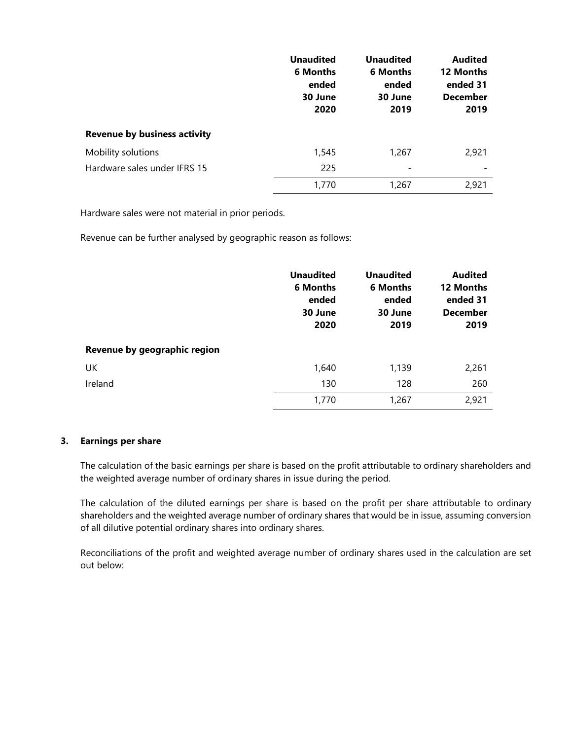| | Unaudited 6 Months ended 30 June 2020 | Unaudited 6 Months ended 30 June 2019 | Audited 12 Months ended 31 December 2019 |
|---|---|---|---|
| **Revenue by business activity** | | | |
| Mobility solutions | 1,545 | 1,267 | 2,921 |
| Hardware sales under IFRS 15 | 225 | - | - |
| | 1,770 | 1,267 | 2,921 |

Hardware sales were not material in prior periods.

Revenue can be further analysed by geographic reason as follows:

| | Unaudited 6 Months ended 30 June 2020 | Unaudited 6 Months ended 30 June 2019 | Audited 12 Months ended 31 December 2019 |
|---|---|---|---|
| **Revenue by geographic region** | | | |
| UK | 1,640 | 1,139 | 2,261 |
| Ireland | 130 | 128 | 260 |
| | 1,770 | 1,267 | 2,921 |

## 3. Earnings per share

The calculation of the basic earnings per share is based on the profit attributable to ordinary shareholders and the weighted average number of ordinary shares in issue during the period.

The calculation of the diluted earnings per share is based on the profit per share attributable to ordinary shareholders and the weighted average number of ordinary shares that would be in issue, assuming conversion of all dilutive potential ordinary shares into ordinary shares.

Reconciliations of the profit and weighted average number of ordinary shares used in the calculation are set out below: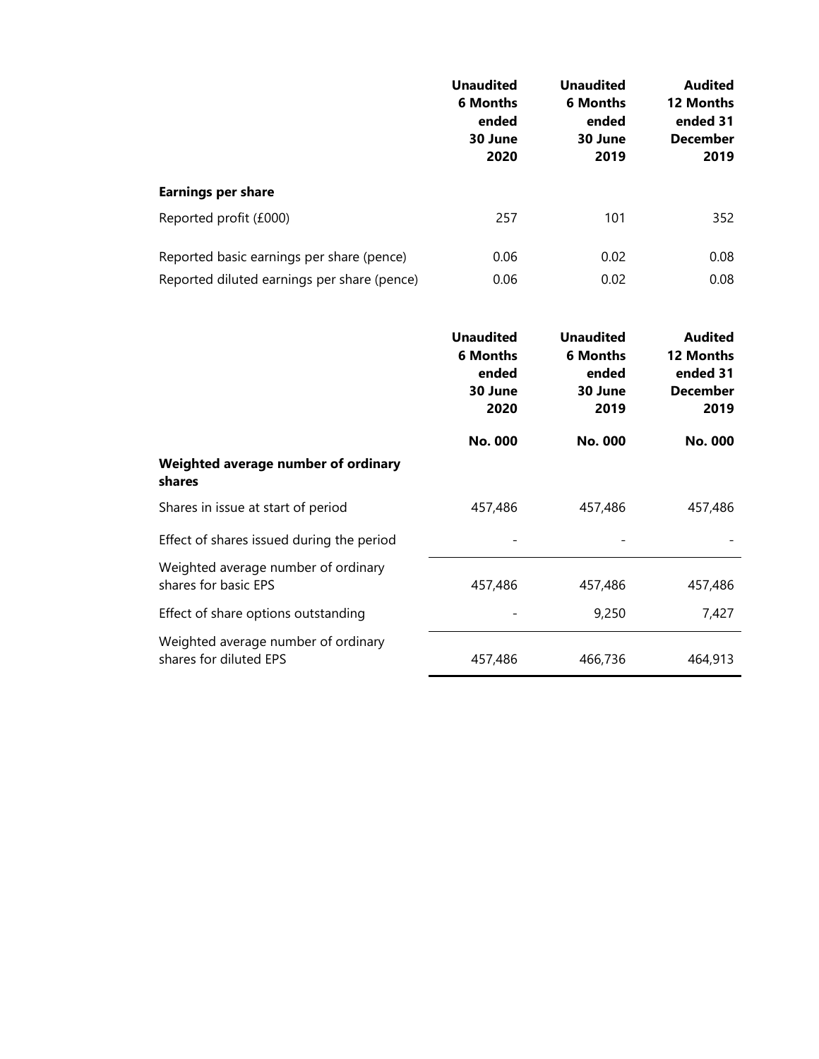| | Unaudited 6 Months ended 30 June 2020 | Unaudited 6 Months ended 30 June 2019 | Audited 12 Months ended 31 December 2019 |
|---|---|---|---|
| **Earnings per share** | | | |
| Reported profit (£000) | 257 | 101 | 352 |
| Reported basic earnings per share (pence) | 0.06 | 0.02 | 0.08 |
| Reported diluted earnings per share (pence) | 0.06 | 0.02 | 0.08 |

| | Unaudited 6 Months ended 30 June 2020 | Unaudited 6 Months ended 30 June 2019 | Audited 12 Months ended 31 December 2019 |
|---|---|---|---|
| | No. 000 | No. 000 | No. 000 |
| **Weighted average number of ordinary shares** | | | |
| Shares in issue at start of period | 457,486 | 457,486 | 457,486 |
| Effect of shares issued during the period | - | - | - |
| Weighted average number of ordinary shares for basic EPS | 457,486 | 457,486 | 457,486 |
| Effect of share options outstanding | - | 9,250 | 7,427 |
| Weighted average number of ordinary shares for diluted EPS | 457,486 | 466,736 | 464,913 |